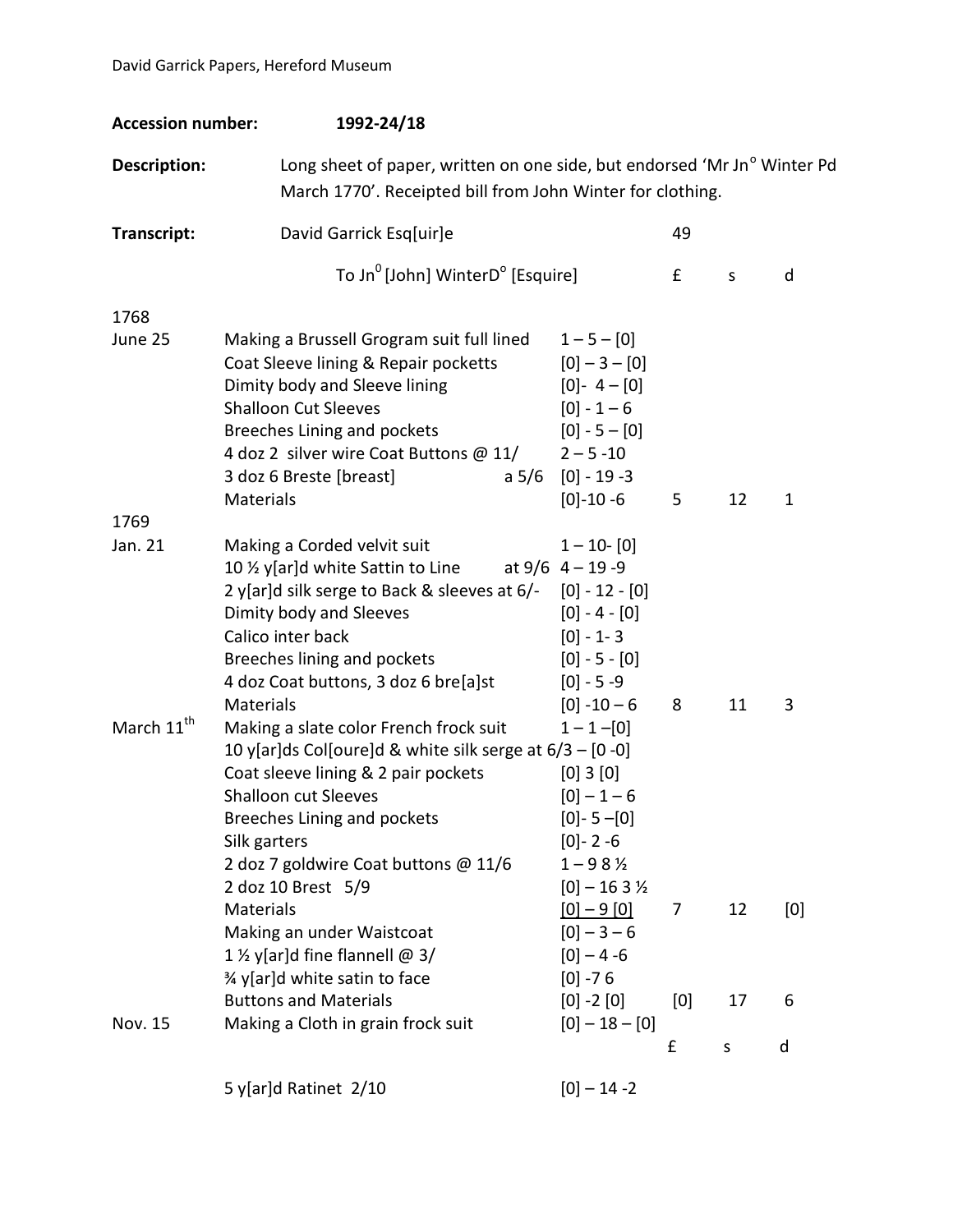**Accession number:** 1992-24/18

**Description:** Long sheet of paper, written on one side, but endorsed 'Mr Jn$^{o}$ Winter Pd March 1770'. Receipted bill from John Winter for clothing.

**Transcript:**

| | David Garrick Esq[uir]e | | 49 | | |
|---|---|---|---|---|---|
| | To Jn$^{0}$ [John] WinterD$^{o}$ [Esquire] | | £ | s | d |
| 1768 | | | | | |
| June 25 | Making a Brussell Grogram suit full lined | 1 – 5 – [0] | | | |
| | Coat Sleeve lining & Repair pocketts | [0] – 3 – [0] | | | |
| | Dimity body and Sleeve lining | [0]- 4 – [0] | | | |
| | Shalloon Cut Sleeves | [0] - 1 – 6 | | | |
| | Breeches Lining and pockets | [0] - 5 – [0] | | | |
| | 4 doz 2 silver wire Coat Buttons @ 11/ | 2 – 5 -10 | | | |
| | 3 doz 6 Breste [breast] a 5/6 | [0] - 19 -3 | | | |
| | Materials | [0]-10 -6 | 5 | 12 | 1 |
| 1769 | | | | | |
| Jan. 21 | Making a Corded velvit suit | 1 – 10- [0] | | | |
| | 10 ½ y[ar]d white Sattin to Line at 9/6 | 4 – 19 -9 | | | |
| | 2 y[ar]d silk serge to Back & sleeves at 6/- | [0] - 12 - [0] | | | |
| | Dimity body and Sleeves | [0] - 4 - [0] | | | |
| | Calico inter back | [0] - 1- 3 | | | |
| | Breeches lining and pockets | [0] - 5 - [0] | | | |
| | 4 doz Coat buttons, 3 doz 6 bre[a]st | [0] - 5 -9 | | | |
| | Materials | [0] -10 – 6 | 8 | 11 | 3 |
| March 11th | Making a slate color French frock suit | 1 – 1 –[0] | | | |
| | 10 y[ar]ds Col[oure]d & white silk serge at 6/3 – [0 -0] | | | | |
| | Coat sleeve lining & 2 pair pockets | [0] 3 [0] | | | |
| | Shalloon cut Sleeves | [0] – 1 – 6 | | | |
| | Breeches Lining and pockets | [0]- 5 –[0] | | | |
| | Silk garters | [0]- 2 -6 | | | |
| | 2 doz 7 goldwire Coat buttons @ 11/6 | 1 – 9 8 ½ | | | |
| | 2 doz 10 Brest 5/9 | [0] – 16 3 ½ | | | |
| | Materials | [0] – 9 [0] | 7 | 12 | [0] |
| | Making an under Waistcoat | [0] – 3 – 6 | | | |
| | 1 ½ y[ar]d fine flannell @ 3/ | [0] – 4 -6 | | | |
| | ¾ y[ar]d white satin to face | [0] -7 6 | | | |
| | Buttons and Materials | [0] -2 [0] | [0] | 17 | 6 |
| Nov. 15 | Making a Cloth in grain frock suit | [0] – 18 – [0] | | | |
| | | | £ | s | d |
| | 5 y[ar]d Ratinet 2/10 | [0] – 14 -2 | | | |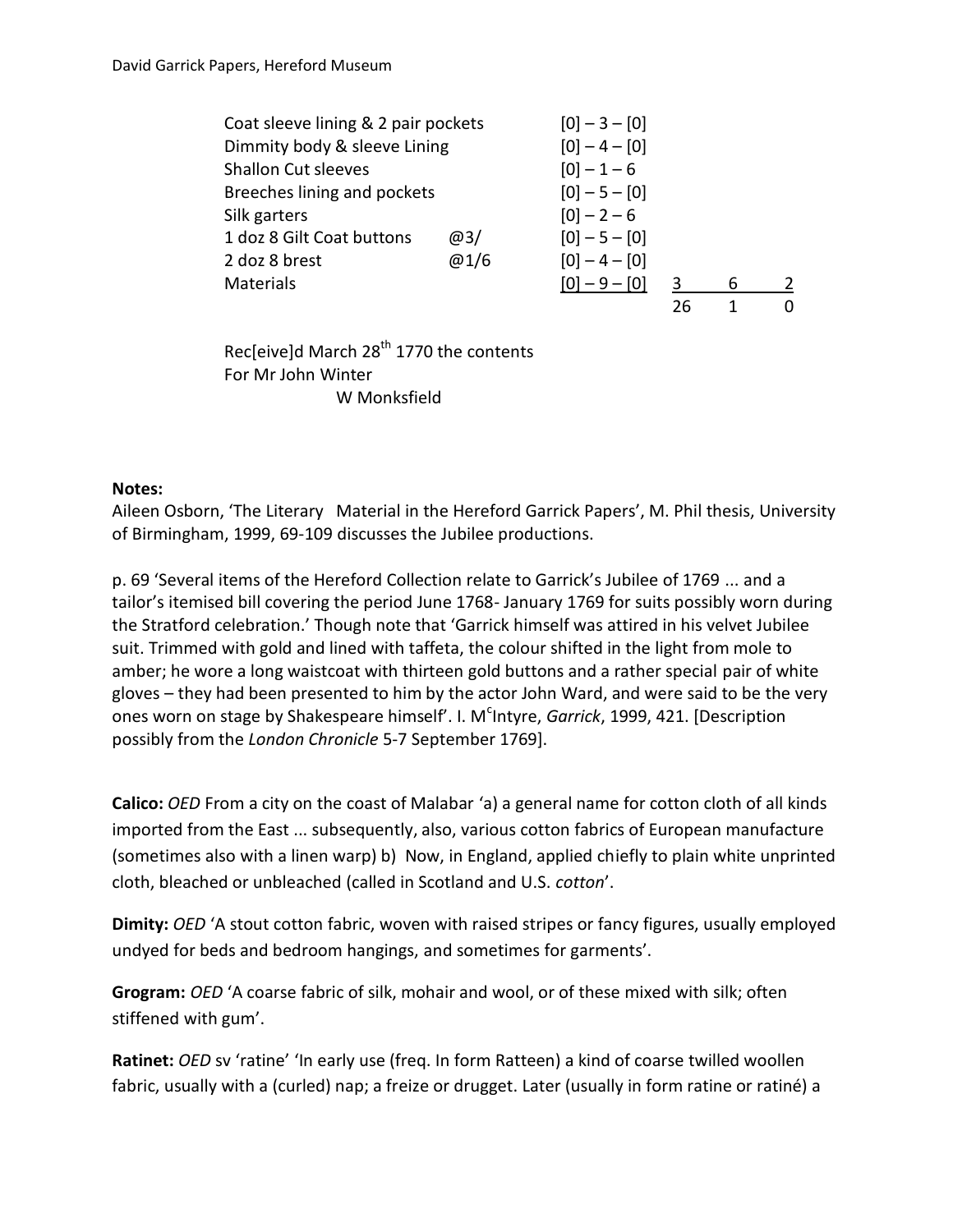| | | | | | |
|---|---|---|---|---|---|
| Coat sleeve lining & 2 pair pockets | | [0] – 3 – [0] | | | |
| Dimmity body & sleeve Lining | | [0] – 4 – [0] | | | |
| Shallon Cut sleeves | | [0] – 1 – 6 | | | |
| Breeches lining and pockets | | [0] – 5 – [0] | | | |
| Silk garters | | [0] – 2 – 6 | | | |
| 1 doz 8 Gilt Coat buttons | @3/ | [0] – 5 – [0] | | | |
| 2 doz 8 brest | @1/6 | [0] – 4 – [0] | | | |
| Materials | | [0] – 9 – [0] | 3 | 6 | 2 |
| | | | 26 | 1 | 0 |

Rec[eive]d March 28th 1770 the contents
For Mr John Winter
W Monksfield

**Notes:**

Aileen Osborn, 'The Literary Material in the Hereford Garrick Papers', M. Phil thesis, University of Birmingham, 1999, 69-109 discusses the Jubilee productions.

p. 69 'Several items of the Hereford Collection relate to Garrick's Jubilee of 1769 ... and a tailor's itemised bill covering the period June 1768- January 1769 for suits possibly worn during the Stratford celebration.' Though note that 'Garrick himself was attired in his velvet Jubilee suit. Trimmed with gold and lined with taffeta, the colour shifted in the light from mole to amber; he wore a long waistcoat with thirteen gold buttons and a rather special pair of white gloves – they had been presented to him by the actor John Ward, and were said to be the very ones worn on stage by Shakespeare himself'. I. McIntyre, *Garrick*, 1999, 421. [Description possibly from the *London Chronicle* 5-7 September 1769].

**Calico:** *OED* From a city on the coast of Malabar 'a) a general name for cotton cloth of all kinds imported from the East ... subsequently, also, various cotton fabrics of European manufacture (sometimes also with a linen warp) b) Now, in England, applied chiefly to plain white unprinted cloth, bleached or unbleached (called in Scotland and U.S. *cotton*'.

**Dimity:** *OED* 'A stout cotton fabric, woven with raised stripes or fancy figures, usually employed undyed for beds and bedroom hangings, and sometimes for garments'.

**Grogram:** *OED* 'A coarse fabric of silk, mohair and wool, or of these mixed with silk; often stiffened with gum'.

**Ratinet:** *OED* sv 'ratine' 'In early use (freq. In form Ratteen) a kind of coarse twilled woollen fabric, usually with a (curled) nap; a freize or drugget. Later (usually in form ratine or ratiné) a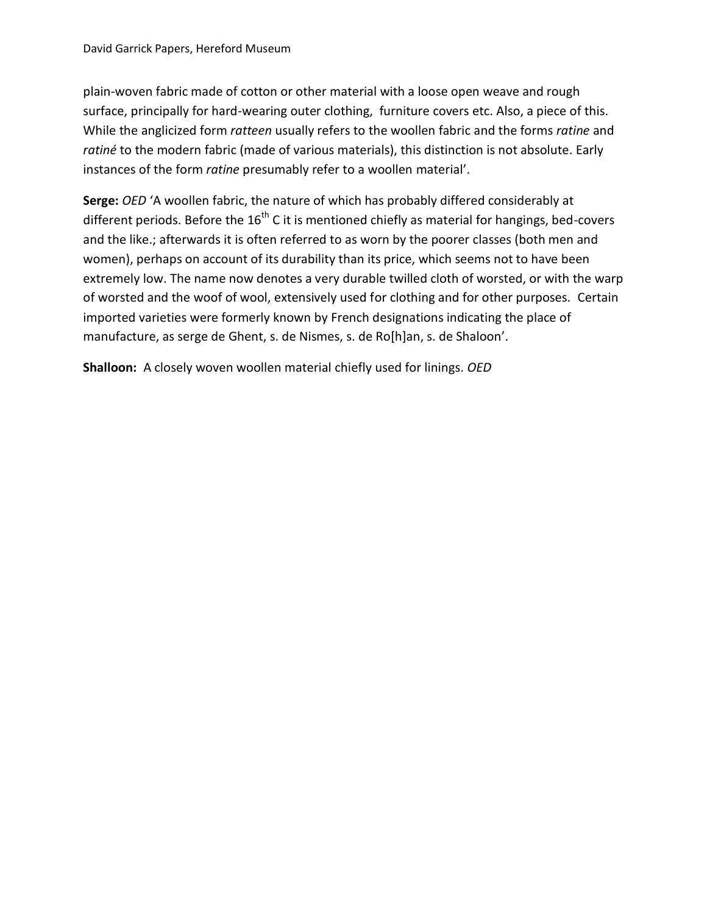plain-woven fabric made of cotton or other material with a loose open weave and rough surface, principally for hard-wearing outer clothing, furniture covers etc. Also, a piece of this. While the anglicized form *ratteen* usually refers to the woollen fabric and the forms *ratine* and *ratiné* to the modern fabric (made of various materials), this distinction is not absolute. Early instances of the form *ratine* presumably refer to a woollen material'.

**Serge:** *OED* 'A woollen fabric, the nature of which has probably differed considerably at different periods. Before the 16th C it is mentioned chiefly as material for hangings, bed-covers and the like.; afterwards it is often referred to as worn by the poorer classes (both men and women), perhaps on account of its durability than its price, which seems not to have been extremely low. The name now denotes a very durable twilled cloth of worsted, or with the warp of worsted and the woof of wool, extensively used for clothing and for other purposes. Certain imported varieties were formerly known by French designations indicating the place of manufacture, as serge de Ghent, s. de Nismes, s. de Ro[h]an, s. de Shaloon'.

**Shalloon:** A closely woven woollen material chiefly used for linings. *OED*